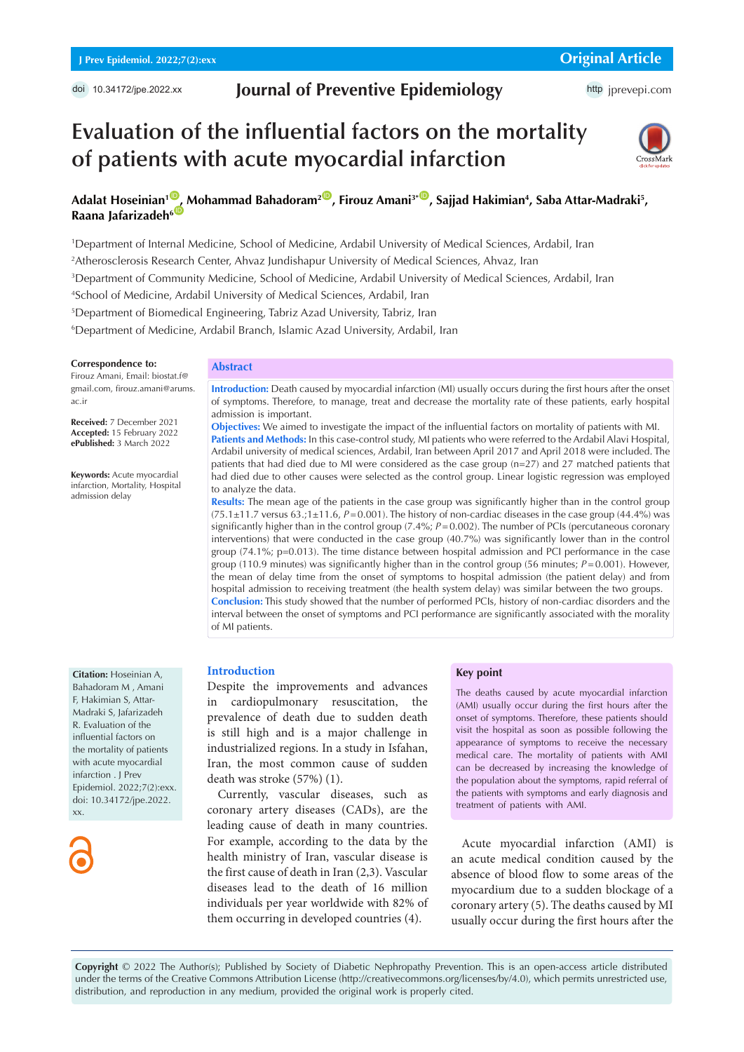# Evaluation of the influential factors on the mortality of patients with acute myocardial infarction

**Adalat Hoseinian[1], Mohammad Bahadoram[2], Firouz Amani[3*], Sajjad Hakimian[4], Saba Attar-Madraki[5], Raana Jafarizadeh[6]**

[1]Department of Internal Medicine, School of Medicine, Ardabil University of Medical Sciences, Ardabil, Iran
[2]Atherosclerosis Research Center, Ahvaz Jundishapur University of Medical Sciences, Ahvaz, Iran
[3]Department of Community Medicine, School of Medicine, Ardabil University of Medical Sciences, Ardabil, Iran
[4]School of Medicine, Ardabil University of Medical Sciences, Ardabil, Iran
[5]Department of Biomedical Engineering, Tabriz Azad University, Tabriz, Iran
[6]Department of Medicine, Ardabil Branch, Islamic Azad University, Ardabil, Iran

**Correspondence to:**
Firouz Amani, Email: biostat.f@gmail.com, firouz.amani@arums.ac.ir

**Received:** 7 December 2021
**Accepted:** 15 February 2022
**ePublished:** 3 March 2022

**Keywords:** Acute myocardial infarction, Mortality, Hospital admission delay

## Abstract

**Introduction:** Death caused by myocardial infarction (MI) usually occurs during the first hours after the onset of symptoms. Therefore, to manage, treat and decrease the mortality rate of these patients, early hospital admission is important.
**Objectives:** We aimed to investigate the impact of the influential factors on mortality of patients with MI.
**Patients and Methods:** In this case-control study, MI patients who were referred to the Ardabil Alavi Hospital, Ardabil university of medical sciences, Ardabil, Iran between April 2017 and April 2018 were included. The patients that had died due to MI were considered as the case group (n=27) and 27 matched patients that had died due to other causes were selected as the control group. Linear logistic regression was employed to analyze the data.
**Results:** The mean age of the patients in the case group was significantly higher than in the control group (75.1±11.7 versus 63.;1±11.6, *P*=0.001). The history of non-cardiac diseases in the case group (44.4%) was significantly higher than in the control group (7.4%; *P*=0.002). The number of PCIs (percutaneous coronary interventions) that were conducted in the case group (40.7%) was significantly lower than in the control group (74.1%; p=0.013). The time distance between hospital admission and PCI performance in the case group (110.9 minutes) was significantly higher than in the control group (56 minutes; *P*=0.001). However, the mean of delay time from the onset of symptoms to hospital admission (the patient delay) and from hospital admission to receiving treatment (the health system delay) was similar between the two groups.
**Conclusion:** This study showed that the number of performed PCIs, history of non-cardiac disorders and the interval between the onset of symptoms and PCI performance are significantly associated with the morality of MI patients.

**Citation:** Hoseinian A, Bahadoram M , Amani F, Hakimian S, Attar-Madraki S, Jafarizadeh R. Evaluation of the influential factors on the mortality of patients with acute myocardial infarction . J Prev Epidemiol. 2022;7(2):exx. doi: 10.34172/jpe.2022.xx.

## Introduction

Despite the improvements and advances in cardiopulmonary resuscitation, the prevalence of death due to sudden death is still high and is a major challenge in industrialized regions. In a study in Isfahan, Iran, the most common cause of sudden death was stroke (57%) (1).

Currently, vascular diseases, such as coronary artery diseases (CADs), are the leading cause of death in many countries. For example, according to the data by the health ministry of Iran, vascular disease is the first cause of death in Iran (2,3). Vascular diseases lead to the death of 16 million individuals per year worldwide with 82% of them occurring in developed countries (4).

### Key point

The deaths caused by acute myocardial infarction (AMI) usually occur during the first hours after the onset of symptoms. Therefore, these patients should visit the hospital as soon as possible following the appearance of symptoms to receive the necessary medical care. The mortality of patients with AMI can be decreased by increasing the knowledge of the population about the symptoms, rapid referral of the patients with symptoms and early diagnosis and treatment of patients with AMI.

Acute myocardial infarction (AMI) is an acute medical condition caused by the absence of blood flow to some areas of the myocardium due to a sudden blockage of a coronary artery (5). The deaths caused by MI usually occur during the first hours after the

**Copyright** © 2022 The Author(s); Published by Society of Diabetic Nephropathy Prevention. This is an open-access article distributed under the terms of the Creative Commons Attribution License (http://creativecommons.org/licenses/by/4.0), which permits unrestricted use, distribution, and reproduction in any medium, provided the original work is properly cited.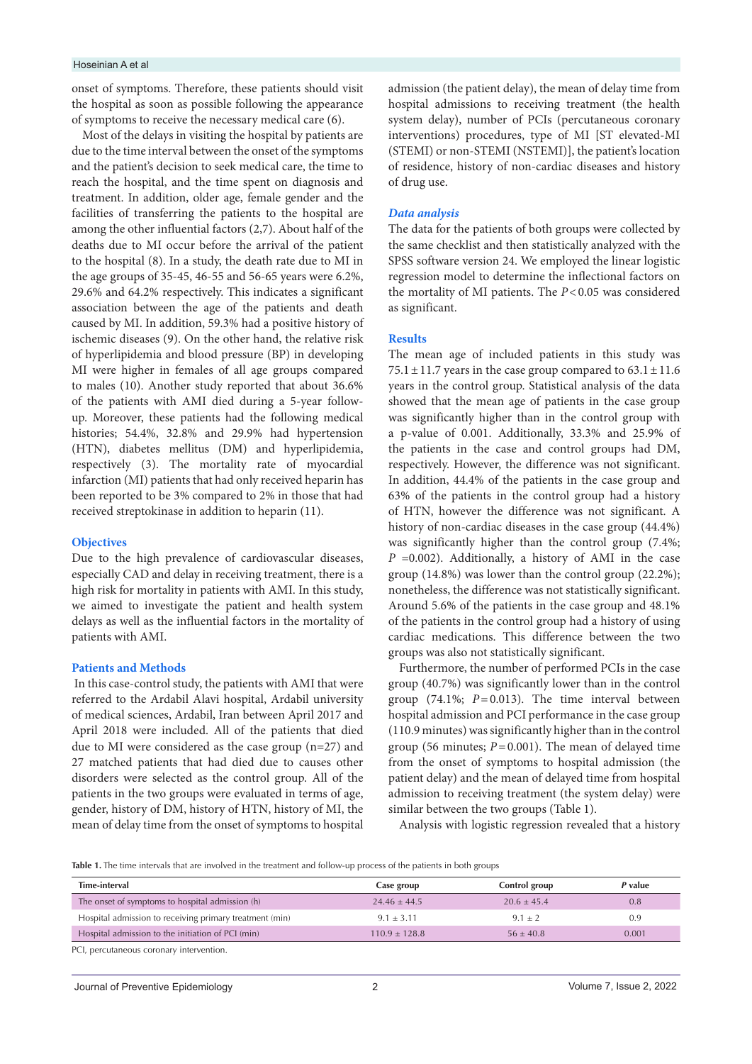onset of symptoms. Therefore, these patients should visit the hospital as soon as possible following the appearance of symptoms to receive the necessary medical care (6).

Most of the delays in visiting the hospital by patients are due to the time interval between the onset of the symptoms and the patient's decision to seek medical care, the time to reach the hospital, and the time spent on diagnosis and treatment. In addition, older age, female gender and the facilities of transferring the patients to the hospital are among the other influential factors (2,7). About half of the deaths due to MI occur before the arrival of the patient to the hospital (8). In a study, the death rate due to MI in the age groups of 35-45, 46-55 and 56-65 years were 6.2%, 29.6% and 64.2% respectively. This indicates a significant association between the age of the patients and death caused by MI. In addition, 59.3% had a positive history of ischemic diseases (9). On the other hand, the relative risk of hyperlipidemia and blood pressure (BP) in developing MI were higher in females of all age groups compared to males (10). Another study reported that about 36.6% of the patients with AMI died during a 5-year follow-up. Moreover, these patients had the following medical histories; 54.4%, 32.8% and 29.9% had hypertension (HTN), diabetes mellitus (DM) and hyperlipidemia, respectively (3). The mortality rate of myocardial infarction (MI) patients that had only received heparin has been reported to be 3% compared to 2% in those that had received streptokinase in addition to heparin (11).

## Objectives

Due to the high prevalence of cardiovascular diseases, especially CAD and delay in receiving treatment, there is a high risk for mortality in patients with AMI. In this study, we aimed to investigate the patient and health system delays as well as the influential factors in the mortality of patients with AMI.

## Patients and Methods

In this case-control study, the patients with AMI that were referred to the Ardabil Alavi hospital, Ardabil university of medical sciences, Ardabil, Iran between April 2017 and April 2018 were included. All of the patients that died due to MI were considered as the case group (n=27) and 27 matched patients that had died due to causes other disorders were selected as the control group. All of the patients in the two groups were evaluated in terms of age, gender, history of DM, history of HTN, history of MI, the mean of delay time from the onset of symptoms to hospital admission (the patient delay), the mean of delay time from hospital admissions to receiving treatment (the health system delay), number of PCIs (percutaneous coronary interventions) procedures, type of MI [ST elevated-MI (STEMI) or non-STEMI (NSTEMI)], the patient's location of residence, history of non-cardiac diseases and history of drug use.

### *Data analysis*

The data for the patients of both groups were collected by the same checklist and then statistically analyzed with the SPSS software version 24. We employed the linear logistic regression model to determine the inflectional factors on the mortality of MI patients. The $P < 0.05$ was considered as significant.

## Results

The mean age of included patients in this study was $75.1 \pm 11.7$ years in the case group compared to $63.1 \pm 11.6$ years in the control group. Statistical analysis of the data showed that the mean age of patients in the case group was significantly higher than in the control group with a p-value of 0.001. Additionally, 33.3% and 25.9% of the patients in the case and control groups had DM, respectively. However, the difference was not significant. In addition, 44.4% of the patients in the case group and 63% of the patients in the control group had a history of HTN, however the difference was not significant. A history of non-cardiac diseases in the case group (44.4%) was significantly higher than the control group (7.4%; $P = 0.002$). Additionally, a history of AMI in the case group (14.8%) was lower than the control group (22.2%); nonetheless, the difference was not statistically significant. Around 5.6% of the patients in the case group and 48.1% of the patients in the control group had a history of using cardiac medications. This difference between the two groups was also not statistically significant.

Furthermore, the number of performed PCIs in the case group (40.7%) was significantly lower than in the control group (74.1%; $P = 0.013$). The time interval between hospital admission and PCI performance in the case group (110.9 minutes) was significantly higher than in the control group (56 minutes; $P = 0.001$). The mean of delayed time from the onset of symptoms to hospital admission (the patient delay) and the mean of delayed time from hospital admission to receiving treatment (the system delay) were similar between the two groups (Table 1).

Analysis with logistic regression revealed that a history

**Table 1.** The time intervals that are involved in the treatment and follow-up process of the patients in both groups

| Time-interval | Case group | Control group | *P* value |
|---|---|---|---|
| The onset of symptoms to hospital admission (h) | 24.46 ± 44.5 | 20.6 ± 45.4 | 0.8 |
| Hospital admission to receiving primary treatment (min) | 9.1 ± 3.11 | 9.1 ± 2 | 0.9 |
| Hospital admission to the initiation of PCI (min) | 110.9 ± 128.8 | 56 ± 40.8 | 0.001 |

PCI, percutaneous coronary intervention.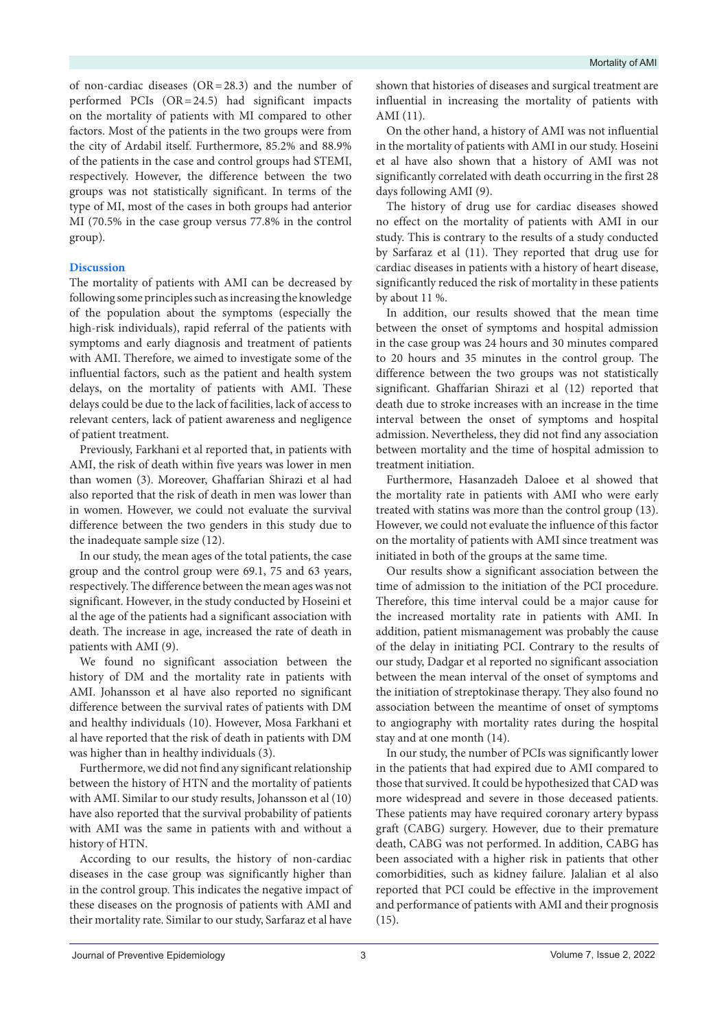of non-cardiac diseases (OR = 28.3) and the number of performed PCIs (OR = 24.5) had significant impacts on the mortality of patients with MI compared to other factors. Most of the patients in the two groups were from the city of Ardabil itself. Furthermore, 85.2% and 88.9% of the patients in the case and control groups had STEMI, respectively. However, the difference between the two groups was not statistically significant. In terms of the type of MI, most of the cases in both groups had anterior MI (70.5% in the case group versus 77.8% in the control group).

## Discussion

The mortality of patients with AMI can be decreased by following some principles such as increasing the knowledge of the population about the symptoms (especially the high-risk individuals), rapid referral of the patients with symptoms and early diagnosis and treatment of patients with AMI. Therefore, we aimed to investigate some of the influential factors, such as the patient and health system delays, on the mortality of patients with AMI. These delays could be due to the lack of facilities, lack of access to relevant centers, lack of patient awareness and negligence of patient treatment.

Previously, Farkhani et al reported that, in patients with AMI, the risk of death within five years was lower in men than women (3). Moreover, Ghaffarian Shirazi et al had also reported that the risk of death in men was lower than in women. However, we could not evaluate the survival difference between the two genders in this study due to the inadequate sample size (12).

In our study, the mean ages of the total patients, the case group and the control group were 69.1, 75 and 63 years, respectively. The difference between the mean ages was not significant. However, in the study conducted by Hoseini et al the age of the patients had a significant association with death. The increase in age, increased the rate of death in patients with AMI (9).

We found no significant association between the history of DM and the mortality rate in patients with AMI. Johansson et al have also reported no significant difference between the survival rates of patients with DM and healthy individuals (10). However, Mosa Farkhani et al have reported that the risk of death in patients with DM was higher than healthy individuals (3).

Furthermore, we did not find any significant relationship between the history of HTN and the mortality of patients with AMI. Similar to our study results, Johansson et al (10) have also reported that the survival probability of patients with AMI was the same in patients with and without a history of HTN.

According to our results, the history of non-cardiac diseases in the case group was significantly higher than in the control group. This indicates the negative impact of these diseases on the prognosis of patients with AMI and their mortality rate. Similar to our study, Sarfaraz et al have shown that histories of diseases and surgical treatment are influential in increasing the mortality of patients with AMI (11).

On the other hand, a history of AMI was not influential in the mortality of patients with AMI in our study. Hoseini et al have also shown that a history of AMI was not significantly correlated with death occurring in the first 28 days following AMI (9).

The history of drug use for cardiac diseases showed no effect on the mortality of patients with AMI in our study. This is contrary to the results of a study conducted by Sarfaraz et al (11). They reported that drug use for cardiac diseases in patients with a history of heart disease, significantly reduced the risk of mortality in these patients by about 11 %.

In addition, our results showed that the mean time between the onset of symptoms and hospital admission in the case group was 24 hours and 30 minutes compared to 20 hours and 35 minutes in the control group. The difference between the two groups was not statistically significant. Ghaffarian Shirazi et al (12) reported that death due to stroke increases with an increase in the time interval between the onset of symptoms and hospital admission. Nevertheless, they did not find any association between mortality and the time of hospital admission to treatment initiation.

Furthermore, Hasanzadeh Daloee et al showed that the mortality rate in patients with AMI who were early treated with statins was more than the control group (13). However, we could not evaluate the influence of this factor on the mortality of patients with AMI since treatment was initiated in both of the groups at the same time.

Our results show a significant association between the time of admission to the initiation of the PCI procedure. Therefore, this time interval could be a major cause for the increased mortality rate in patients with AMI. In addition, patient mismanagement was probably the cause of the delay in initiating PCI. Contrary to the results of our study, Dadgar et al reported no significant association between the mean interval of the onset of symptoms and the initiation of streptokinase therapy. They also found no association between the meantime of onset of symptoms to angiography with mortality rates during the hospital stay and at one month (14).

In our study, the number of PCIs was significantly lower in the patients that had expired due to AMI compared to those that survived. It could be hypothesized that CAD was more widespread and severe in those deceased patients. These patients may have required coronary artery bypass graft (CABG) surgery. However, due to their premature death, CABG was not performed. In addition, CABG has been associated with a higher risk in patients that other comorbidities, such as kidney failure. Jalalian et al also reported that PCI could be effective in the improvement and performance of patients with AMI and their prognosis (15).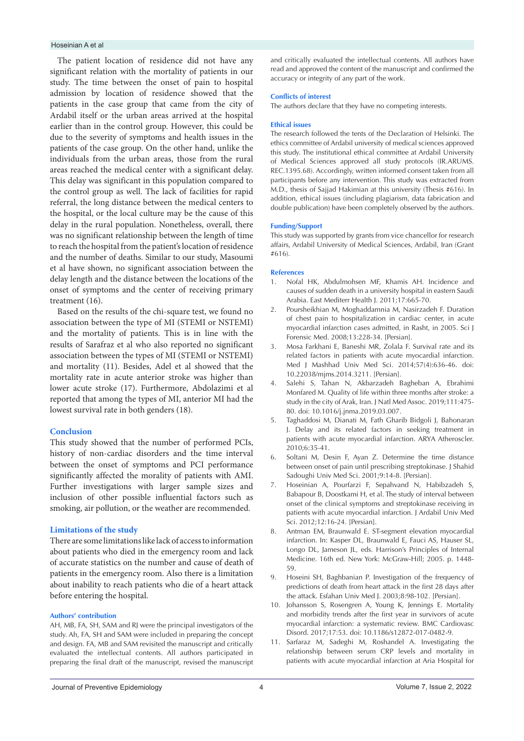The patient location of residence did not have any significant relation with the mortality of patients in our study. The time between the onset of pain to hospital admission by location of residence showed that the patients in the case group that came from the city of Ardabil itself or the urban areas arrived at the hospital earlier than in the control group. However, this could be due to the severity of symptoms and health issues in the patients of the case group. On the other hand, unlike the individuals from the urban areas, those from the rural areas reached the medical center with a significant delay. This delay was significant in this population compared to the control group as well. The lack of facilities for rapid referral, the long distance between the medical centers to the hospital, or the local culture may be the cause of this delay in the rural population. Nonetheless, overall, there was no significant relationship between the length of time to reach the hospital from the patient's location of residence and the number of deaths. Similar to our study, Masoumi et al have shown, no significant association between the delay length and the distance between the locations of the onset of symptoms and the center of receiving primary treatment (16).

Based on the results of the chi-square test, we found no association between the type of MI (STEMI or NSTEMI) and the mortality of patients. This is in line with the results of Sarafraz et al who also reported no significant association between the types of MI (STEMI or NSTEMI) and mortality (11). Besides, Adel et al showed that the mortality rate in acute anterior stroke was higher than lower acute stroke (17). Furthermore, Abdolazimi et al reported that among the types of MI, anterior MI had the lowest survival rate in both genders (18).

## Conclusion

This study showed that the number of performed PCIs, history of non-cardiac disorders and the time interval between the onset of symptoms and PCI performance significantly affected the morality of patients with AMI. Further investigations with larger sample sizes and inclusion of other possible influential factors such as smoking, air pollution, or the weather are recommended.

## Limitations of the study

There are some limitations like lack of access to information about patients who died in the emergency room and lack of accurate statistics on the number and cause of death of patients in the emergency room. Also there is a limitation about inability to reach patients who die of a heart attack before entering the hospital.

### Authors' contribution

AH, MB, FA, SH, SAM and RJ were the principal investigators of the study. Ah, FA, SH and SAM were included in preparing the concept and design. FA, MB and SAM revisited the manuscript and critically evaluated the intellectual contents. All authors participated in preparing the final draft of the manuscript, revised the manuscript and critically evaluated the intellectual contents. All authors have read and approved the content of the manuscript and confirmed the accuracy or integrity of any part of the work.

### Conflicts of interest

The authors declare that they have no competing interests.

### Ethical issues

The research followed the tents of the Declaration of Helsinki. The ethics committee of Ardabil university of medical sciences approved this study. The institutional ethical committee at Ardabil University of Medical Sciences approved all study protocols (IR.ARUMS.REC.1395.68). Accordingly, written informed consent taken from all participants before any intervention. This study was extracted from M.D., thesis of Sajjad Hakimian at this university (Thesis #616). In addition, ethical issues (including plagiarism, data fabrication and double publication) have been completely observed by the authors.

### Funding/Support

This study was supported by grants from vice chancellor for research affairs, Ardabil University of Medical Sciences, Ardabil, Iran (Grant #616).

### References

1. Nofal HK, Abdulmohsen MF, Khamis AH. Incidence and causes of sudden death in a university hospital in eastern Saudi Arabia. East Mediterr Health J. 2011;17:665-70.
2. Poursheikhian M, Moghaddamnia M, Nasirzadeh F. Duration of chest pain to hospitalization in cardiac center, in acute myocardial infarction cases admitted, in Rasht, in 2005. Sci J Forensic Med. 2008;13:228-34. [Persian].
3. Mosa Farkhani E, Baneshi MR, Zolala F. Survival rate and its related factors in patients with acute myocardial infarction. Med J Mashhad Univ Med Sci. 2014;57(4):636-46. doi: 10.22038/mjms.2014.3211. [Persian].
4. Salehi S, Tahan N, Akbarzadeh Bagheban A, Ebrahimi Monfared M. Quality of life within three months after stroke: a study in the city of Arak, Iran. J Natl Med Assoc. 2019;111:475-80. doi: 10.1016/j.jnma.2019.03.007.
5. Taghaddosi M, Dianati M, Fath Gharib Bidgoli J, Bahonaran J. Delay and its related factors in seeking treatment in patients with acute myocardial infarction. ARYA Atheroscler. 2010;6:35-41.
6. Soltani M, Desin F, Ayan Z. Determine the time distance between onset of pain until prescribing streptokinase. J Shahid Sadoughi Univ Med Sci. 2001;9:14-8. [Persian]
7. Hoseinian A, Pourfarzi F, Sepahvand N, Habibzadeh S, Babapour B, Doostkami H, et al. The study of interval between onset of the clinical symptoms and streptokinase receiving in patients with acute myocardial infarction. J Ardabil Univ Med Sci. 2012;12:16-24. [Persian].
8. Antman EM, Braunwald E. ST-segment elevation myocardial infarction. In: Kasper DL, Braunwald E, Fauci AS, Hauser SL, Longo DL, Jameson JL, eds. Harrison's Principles of Internal Medicine. 16th ed. New York: McGraw-Hill; 2005. p. 1448-59.
9. Hoseini SH, Baghbanian P. Investigation of the frequency of predictions of death from heart attack in the first 28 days after the attack. Esfahan Univ Med J. 2003;8:98-102. [Persian].
10. Johansson S, Rosengren A, Young K, Jennings E. Mortality and morbidity trends after the first year in survivors of acute myocardial infarction: a systematic review. BMC Cardiovasc Disord. 2017;17:53. doi: 10.1186/s12872-017-0482-9.
11. Sarfaraz M, Sadeghi M, Roshandel A. Investigating the relationship between serum CRP levels and mortality in patients with acute myocardial infarction at Aria Hospital for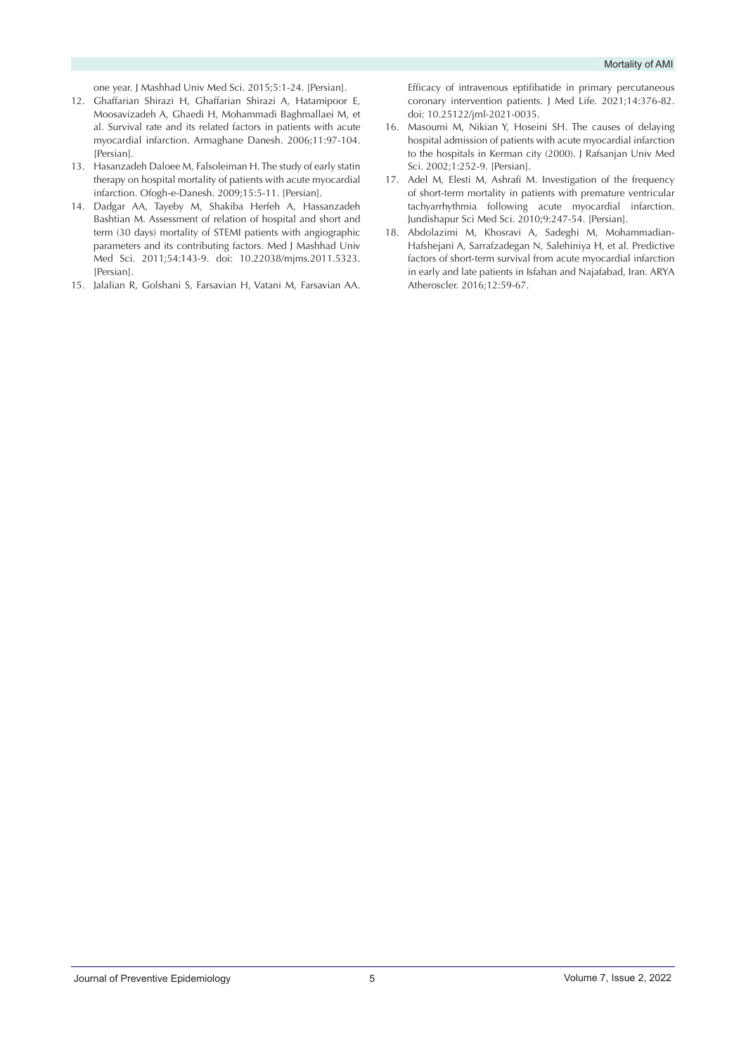one year. J Mashhad Univ Med Sci. 2015;5:1-24. [Persian].

12. Ghaffarian Shirazi H, Ghaffarian Shirazi A, Hatamipoor E, Moosavizadeh A, Ghaedi H, Mohammadi Baghmallaei M, et al. Survival rate and its related factors in patients with acute myocardial infarction. Armaghane Danesh. 2006;11:97-104. [Persian].
13. Hasanzadeh Daloee M, Falsoleiman H. The study of early statin therapy on hospital mortality of patients with acute myocardial infarction. Ofogh-e-Danesh. 2009;15:5-11. [Persian].
14. Dadgar AA, Tayeby M, Shakiba Herfeh A, Hassanzadeh Bashtian M. Assessment of relation of hospital and short and term (30 days) mortality of STEMI patients with angiographic parameters and its contributing factors. Med J Mashhad Univ Med Sci. 2011;54:143-9. doi: 10.22038/mjms.2011.5323. [Persian].
15. Jalalian R, Golshani S, Farsavian H, Vatani M, Farsavian AA. Efficacy of intravenous eptifibatide in primary percutaneous coronary intervention patients. J Med Life. 2021;14:376-82. doi: 10.25122/jml-2021-0035.
16. Masoumi M, Nikian Y, Hoseini SH. The causes of delaying hospital admission of patients with acute myocardial infarction to the hospitals in Kerman city (2000). J Rafsanjan Univ Med Sci. 2002;1:252-9. [Persian].
17. Adel M, Elesti M, Ashrafi M. Investigation of the frequency of short-term mortality in patients with premature ventricular tachyarrhythmia following acute myocardial infarction. Jundishapur Sci Med Sci. 2010;9:247-54. [Persian].
18. Abdolazimi M, Khosravi A, Sadeghi M, Mohammadian-Hafshejani A, Sarrafzadegan N, Salehiniya H, et al. Predictive factors of short-term survival from acute myocardial infarction in early and late patients in Isfahan and Najafabad, Iran. ARYA Atheroscler. 2016;12:59-67.